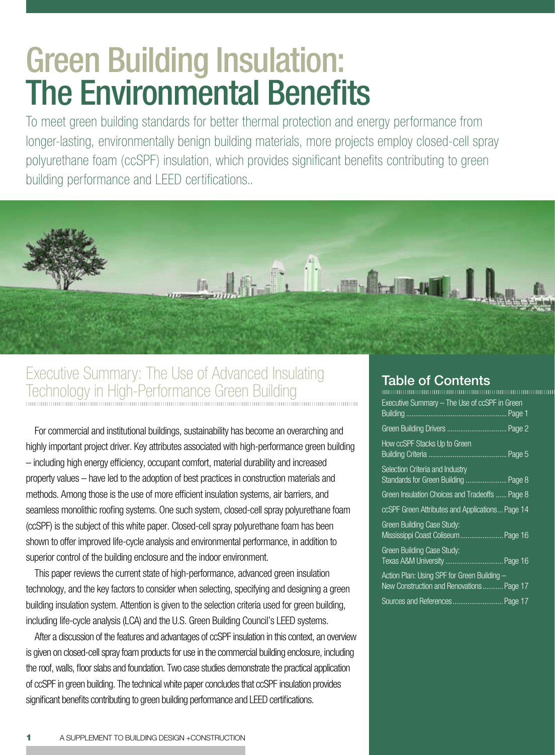# Green Building Insulation: The Environmental Benefits

To meet green building standards for better thermal protection and energy performance from longer-lasting, environmentally benign building materials, more projects employ closed-cell spray polyurethane foam (ccSPF) insulation, which provides significant benefits contributing to green building performance and LEED certifications..

## Executive Summary: The Use of Advanced Insulating Technology in High-Performance Green Building

For commercial and institutional buildings, sustainability has become an overarching and highly important project driver. Key attributes associated with high-performance green building – including high energy efficiency, occupant comfort, material durability and increased property values – have led to the adoption of best practices in construction materials and methods. Among those is the use of more efficient insulation systems, air barriers, and seamless monolithic roofing systems. One such system, closed-cell spray polyurethane foam (ccSPF) is the subject of this white paper. Closed-cell spray polyurethane foam has been shown to offer improved life-cycle analysis and environmental performance, in addition to superior control of the building enclosure and the indoor environment.

This paper reviews the current state of high-performance, advanced green insulation technology, and the key factors to consider when selecting, specifying and designing a green building insulation system. Attention is given to the selection criteria used for green building, including life-cycle analysis (LCA) and the U.S. Green Building Council's LEED systems.

After a discussion of the features and advantages of ccSPF insulation in this context, an overview is given on closed-cell spray foam products for use in the commercial building enclosure, including the roof, walls, floor slabs and foundation. Two case studies demonstrate the practical application of ccSPF in green building. The technical white paper concludes that ccSPF insulation provides significant benefits contributing to green building performance and LEED certifications.

## Table of Contents

- Executive Summary – The Use of ccSPF in Green Building ..... Page 1
- Green Building Drivers ..... Page 2
- How ccSPF Stacks Up to Green Building Criteria ..... Page 5
- Selection Criteria and Industry Standards for Green Building ..... Page 8
- Green Insulation Choices and Tradeoffs ..... Page 8
- ccSPF Green Attributes and Applications ..... Page 14
- Green Building Case Study: Mississippi Coast Coliseum ..... Page 16
- Green Building Case Study: Texas A&M University ..... Page 16
- Action Plan: Using SPF for Green Building – New Construction and Renovations ..... Page 17
- Sources and References ..... Page 17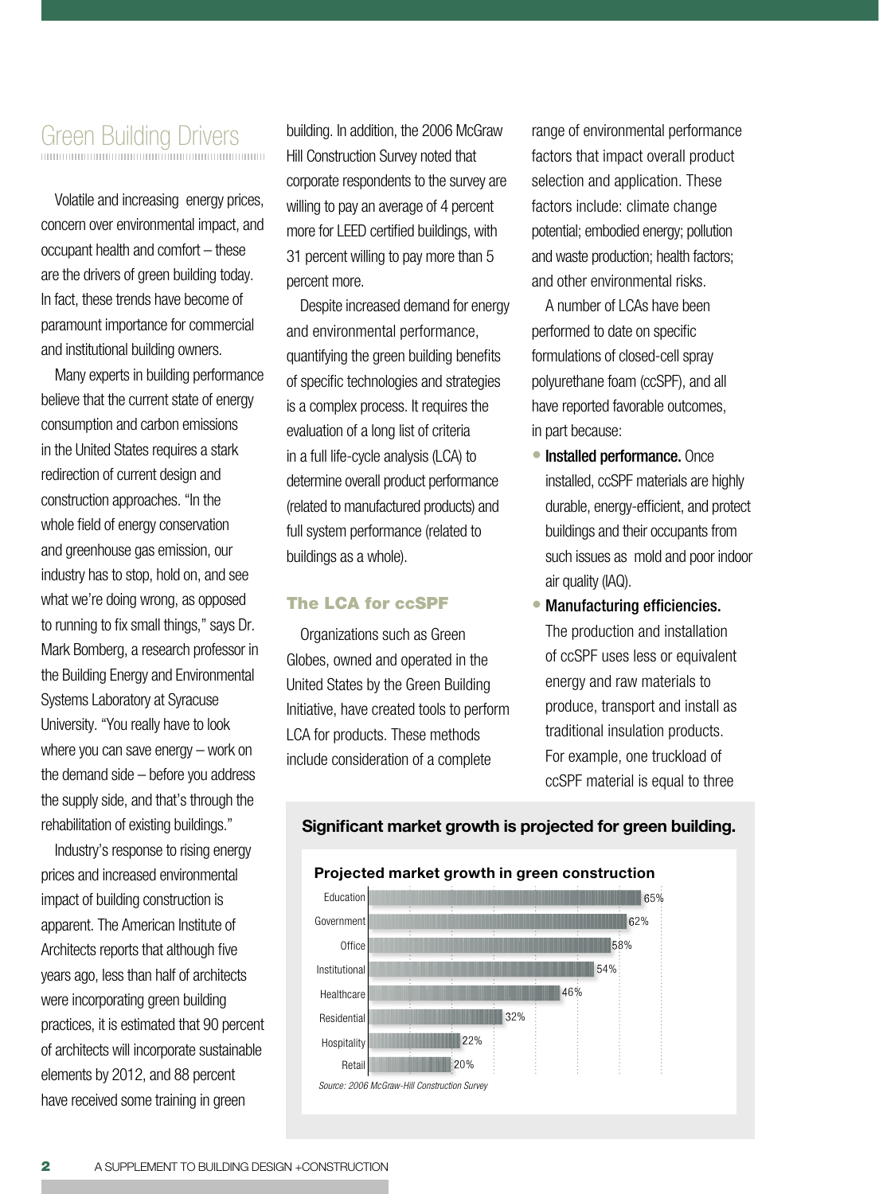## Green Building Drivers

Volatile and increasing energy prices, concern over environmental impact, and occupant health and comfort – these are the drivers of green building today. In fact, these trends have become of paramount importance for commercial and institutional building owners.

Many experts in building performance believe that the current state of energy consumption and carbon emissions in the United States requires a stark redirection of current design and construction approaches. "In the whole field of energy conservation and greenhouse gas emission, our industry has to stop, hold on, and see what we're doing wrong, as opposed to running to fix small things," says Dr. Mark Bomberg, a research professor in the Building Energy and Environmental Systems Laboratory at Syracuse University. "You really have to look where you can save energy – work on the demand side – before you address the supply side, and that's through the rehabilitation of existing buildings."

Industry's response to rising energy prices and increased environmental impact of building construction is apparent. The American Institute of Architects reports that although five years ago, less than half of architects were incorporating green building practices, it is estimated that 90 percent of architects will incorporate sustainable elements by 2012, and 88 percent have received some training in green building. In addition, the 2006 McGraw Hill Construction Survey noted that corporate respondents to the survey are willing to pay an average of 4 percent more for LEED certified buildings, with 31 percent willing to pay more than 5 percent more.

Despite increased demand for energy and environmental performance, quantifying the green building benefits of specific technologies and strategies is a complex process. It requires the evaluation of a long list of criteria in a full life-cycle analysis (LCA) to determine overall product performance (related to manufactured products) and full system performance (related to buildings as a whole).

### The LCA for ccSPF

Organizations such as Green Globes, owned and operated in the United States by the Green Building Initiative, have created tools to perform LCA for products. These methods include consideration of a complete range of environmental performance factors that impact overall product selection and application. These factors include: climate change potential; embodied energy; pollution and waste production; health factors; and other environmental risks.

A number of LCAs have been performed to date on specific formulations of closed-cell spray polyurethane foam (ccSPF), and all have reported favorable outcomes, in part because:

- **Installed performance.** Once installed, ccSPF materials are highly durable, energy-efficient, and protect buildings and their occupants from such issues as mold and poor indoor air quality (IAQ).
- **Manufacturing efficiencies.** The production and installation of ccSPF uses less or equivalent energy and raw materials to produce, transport and install as traditional insulation products. For example, one truckload of ccSPF material is equal to three

**Significant market growth is projected for green building.**

**Projected market growth in green construction**

| Sector | Projected growth |
|---|---|
| Education | 65% |
| Government | 62% |
| Office | 58% |
| Institutional | 54% |
| Healthcare | 46% |
| Residential | 32% |
| Hospitality | 22% |
| Retail | 20% |

*Source: 2006 McGraw-Hill Construction Survey*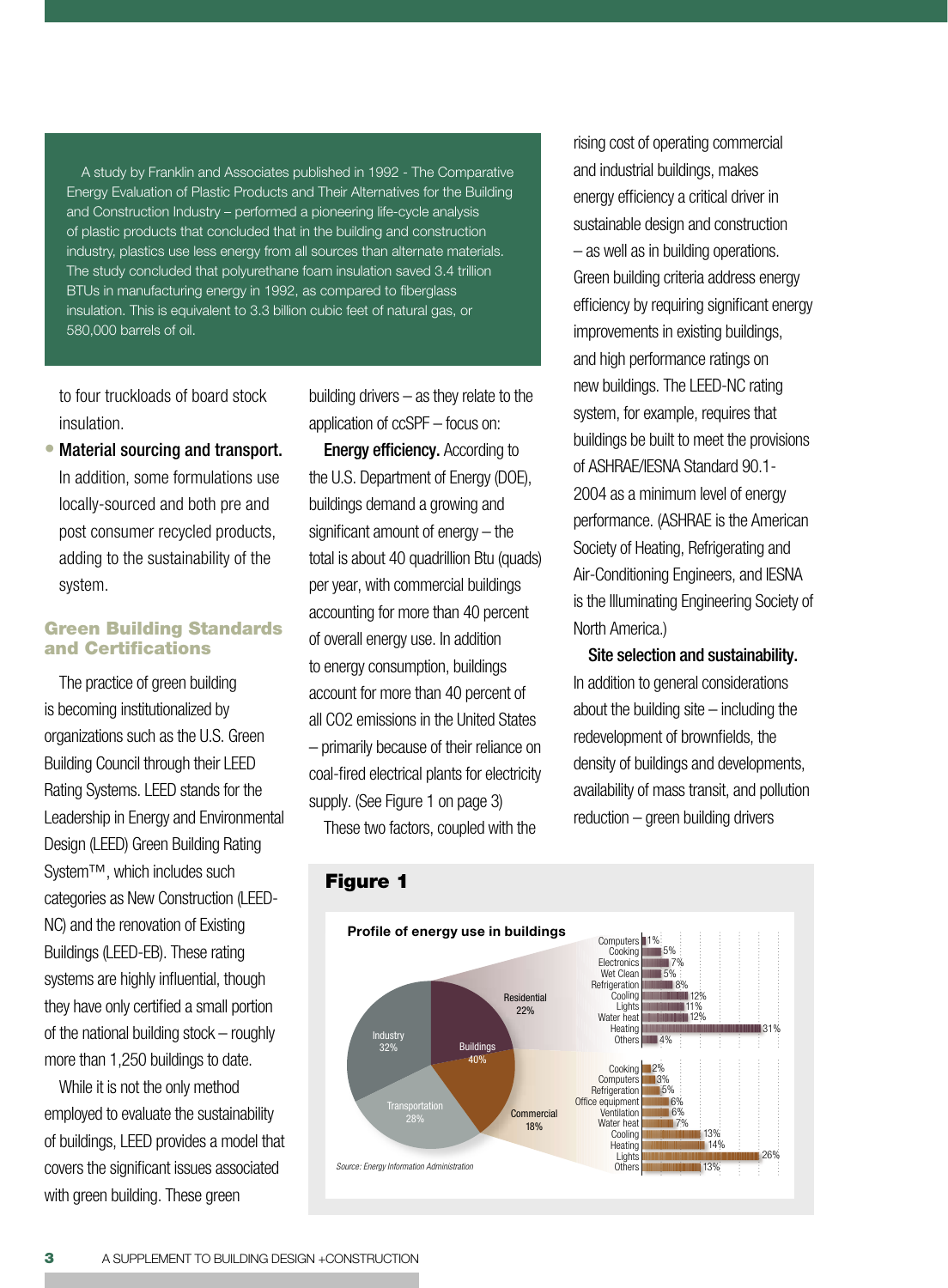A study by Franklin and Associates published in 1992 - The Comparative Energy Evaluation of Plastic Products and Their Alternatives for the Building and Construction Industry – performed a pioneering life-cycle analysis of plastic products that concluded that in the building and construction industry, plastics use less energy from all sources than alternate materials. The study concluded that polyurethane foam insulation saved 3.4 trillion BTUs in manufacturing energy in 1992, as compared to fiberglass insulation. This is equivalent to 3.3 billion cubic feet of natural gas, or 580,000 barrels of oil.

to four truckloads of board stock insulation.

- **Material sourcing and transport.** In addition, some formulations use locally-sourced and both pre and post consumer recycled products, adding to the sustainability of the system.

## Green Building Standards and Certifications

The practice of green building is becoming institutionalized by organizations such as the U.S. Green Building Council through their LEED Rating Systems. LEED stands for the Leadership in Energy and Environmental Design (LEED) Green Building Rating System™, which includes such categories as New Construction (LEED-NC) and the renovation of Existing Buildings (LEED-EB). These rating systems are highly influential, though they have only certified a small portion of the national building stock – roughly more than 1,250 buildings to date.

While it is not the only method employed to evaluate the sustainability of buildings, LEED provides a model that covers the significant issues associated with green building. These green building drivers – as they relate to the application of ccSPF – focus on:

**Energy efficiency.** According to the U.S. Department of Energy (DOE), buildings demand a growing and significant amount of energy – the total is about 40 quadrillion Btu (quads) per year, with commercial buildings accounting for more than 40 percent of overall energy use. In addition to energy consumption, buildings account for more than 40 percent of all $CO_2$ emissions in the United States – primarily because of their reliance on coal-fired electrical plants for electricity supply. (See Figure 1 on page 3)

These two factors, coupled with the rising cost of operating commercial and industrial buildings, makes energy efficiency a critical driver in sustainable design and construction – as well as in building operations. Green building criteria address energy efficiency by requiring significant energy improvements in existing buildings, and high performance ratings on new buildings. The LEED-NC rating system, for example, requires that buildings be built to meet the provisions of ASHRAE/IESNA Standard 90.1-2004 as a minimum level of energy performance. (ASHRAE is the American Society of Heating, Refrigerating and Air-Conditioning Engineers, and IESNA is the Illuminating Engineering Society of North America.)

**Site selection and sustainability.** In addition to general considerations about the building site – including the redevelopment of brownfields, the density of buildings and developments, availability of mass transit, and pollution reduction – green building drivers

**Figure 1**

**Profile of energy use in buildings**

| Sector | Share |
|---|---|
| Industry | 32% |
| Transportation | 28% |
| Buildings | 40% |
| – Residential | 22% |
| – Commercial | 18% |

| Residential end use | Share |
|---|---|
| Computers | 1% |
| Cooking | 5% |
| Electronics | 7% |
| Wet Clean | 5% |
| Refrigeration | 8% |
| Cooling | 12% |
| Lights | 11% |
| Water heat | 12% |
| Heating | 31% |
| Others | 4% |

| Commercial end use | Share |
|---|---|
| Cooking | 2% |
| Computers | 3% |
| Refrigeration | 5% |
| Office equipment | 6% |
| Ventilation | 6% |
| Water heat | 7% |
| Cooling | 13% |
| Heating | 14% |
| Lights | 26% |
| Others | 13% |

*Source: Energy Information Administration*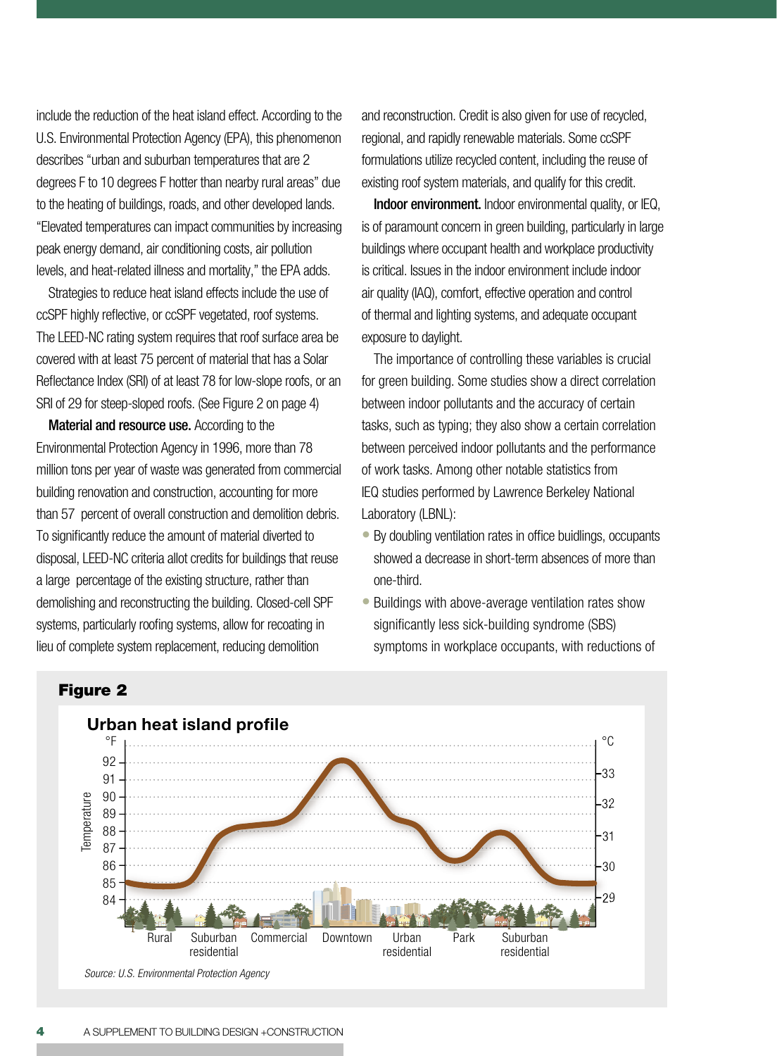include the reduction of the heat island effect. According to the U.S. Environmental Protection Agency (EPA), this phenomenon describes "urban and suburban temperatures that are 2 degrees F to 10 degrees F hotter than nearby rural areas" due to the heating of buildings, roads, and other developed lands. "Elevated temperatures can impact communities by increasing peak energy demand, air conditioning costs, air pollution levels, and heat-related illness and mortality," the EPA adds.

Strategies to reduce heat island effects include the use of ccSPF highly reflective, or ccSPF vegetated, roof systems. The LEED-NC rating system requires that roof surface area be covered with at least 75 percent of material that has a Solar Reflectance Index (SRI) of at least 78 for low-slope roofs, or an SRI of 29 for steep-sloped roofs. (See Figure 2 on page 4)

**Material and resource use.** According to the Environmental Protection Agency in 1996, more than 78 million tons per year of waste was generated from commercial building renovation and construction, accounting for more than 57 percent of overall construction and demolition debris. To significantly reduce the amount of material diverted to disposal, LEED-NC criteria allot credits for buildings that reuse a large percentage of the existing structure, rather than demolishing and reconstructing the building. Closed-cell SPF systems, particularly roofing systems, allow for recoating in lieu of complete system replacement, reducing demolition and reconstruction. Credit is also given for use of recycled, regional, and rapidly renewable materials. Some ccSPF formulations utilize recycled content, including the reuse of existing roof system materials, and qualify for this credit.

**Indoor environment.** Indoor environmental quality, or IEQ, is of paramount concern in green building, particularly in large buildings where occupant health and workplace productivity is critical. Issues in the indoor environment include indoor air quality (IAQ), comfort, effective operation and control of thermal and lighting systems, and adequate occupant exposure to daylight.

The importance of controlling these variables is crucial for green building. Some studies show a direct correlation between indoor pollutants and the accuracy of certain tasks, such as typing; they also show a certain correlation between perceived indoor pollutants and the performance of work tasks. Among other notable statistics from IEQ studies performed by Lawrence Berkeley National Laboratory (LBNL):

- By doubling ventilation rates in office buidlings, occupants showed a decrease in short-term absences of more than one-third.
- Buildings with above-average ventilation rates show significantly less sick-building syndrome (SBS) symptoms in workplace occupants, with reductions of

**Figure 2**

**Urban heat island profile**

Source: U.S. Environmental Protection Agency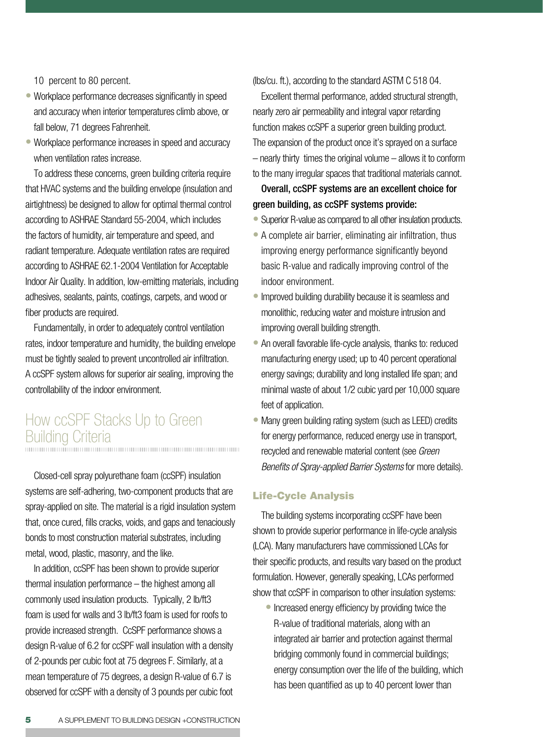10 percent to 80 percent.

- Workplace performance decreases significantly in speed and accuracy when interior temperatures climb above, or fall below, 71 degrees Fahrenheit.
- Workplace performance increases in speed and accuracy when ventilation rates increase.

To address these concerns, green building criteria require that HVAC systems and the building envelope (insulation and airtightness) be designed to allow for optimal thermal control according to ASHRAE Standard 55-2004, which includes the factors of humidity, air temperature and speed, and radiant temperature. Adequate ventilation rates are required according to ASHRAE 62.1-2004 Ventilation for Acceptable Indoor Air Quality. In addition, low-emitting materials, including adhesives, sealants, paints, coatings, carpets, and wood or fiber products are required.

Fundamentally, in order to adequately control ventilation rates, indoor temperature and humidity, the building envelope must be tightly sealed to prevent uncontrolled air infiltration. A ccSPF system allows for superior air sealing, improving the controllability of the indoor environment.

## How ccSPF Stacks Up to Green Building Criteria

Closed-cell spray polyurethane foam (ccSPF) insulation systems are self-adhering, two-component products that are spray-applied on site. The material is a rigid insulation system that, once cured, fills cracks, voids, and gaps and tenaciously bonds to most construction material substrates, including metal, wood, plastic, masonry, and the like.

In addition, ccSPF has been shown to provide superior thermal insulation performance – the highest among all commonly used insulation products. Typically, 2 lb/ft3 foam is used for walls and 3 lb/ft3 foam is used for roofs to provide increased strength. CcSPF performance shows a design R-value of 6.2 for ccSPF wall insulation with a density of 2-pounds per cubic foot at 75 degrees F. Similarly, at a mean temperature of 75 degrees, a design R-value of 6.7 is observed for ccSPF with a density of 3 pounds per cubic foot (lbs/cu. ft.), according to the standard ASTM C 518 04.

Excellent thermal performance, added structural strength, nearly zero air permeability and integral vapor retarding function makes ccSPF a superior green building product. The expansion of the product once it's sprayed on a surface – nearly thirty times the original volume – allows it to conform to the many irregular spaces that traditional materials cannot.

**Overall, ccSPF systems are an excellent choice for green building, as ccSPF systems provide:**

- Superior R-value as compared to all other insulation products.
- A complete air barrier, eliminating air infiltration, thus improving energy performance significantly beyond basic R-value and radically improving control of the indoor environment.
- Improved building durability because it is seamless and monolithic, reducing water and moisture intrusion and improving overall building strength.
- An overall favorable life-cycle analysis, thanks to: reduced manufacturing energy used; up to 40 percent operational energy savings; durability and long installed life span; and minimal waste of about 1/2 cubic yard per 10,000 square feet of application.
- Many green building rating system (such as LEED) credits for energy performance, reduced energy use in transport, recycled and renewable material content (see *Green Benefits of Spray-applied Barrier Systems* for more details).

### Life-Cycle Analysis

The building systems incorporating ccSPF have been shown to provide superior performance in life-cycle analysis (LCA). Many manufacturers have commissioned LCAs for their specific products, and results vary based on the product formulation. However, generally speaking, LCAs performed show that ccSPF in comparison to other insulation systems:

- Increased energy efficiency by providing twice the R-value of traditional materials, along with an integrated air barrier and protection against thermal bridging commonly found in commercial buildings; energy consumption over the life of the building, which has been quantified as up to 40 percent lower than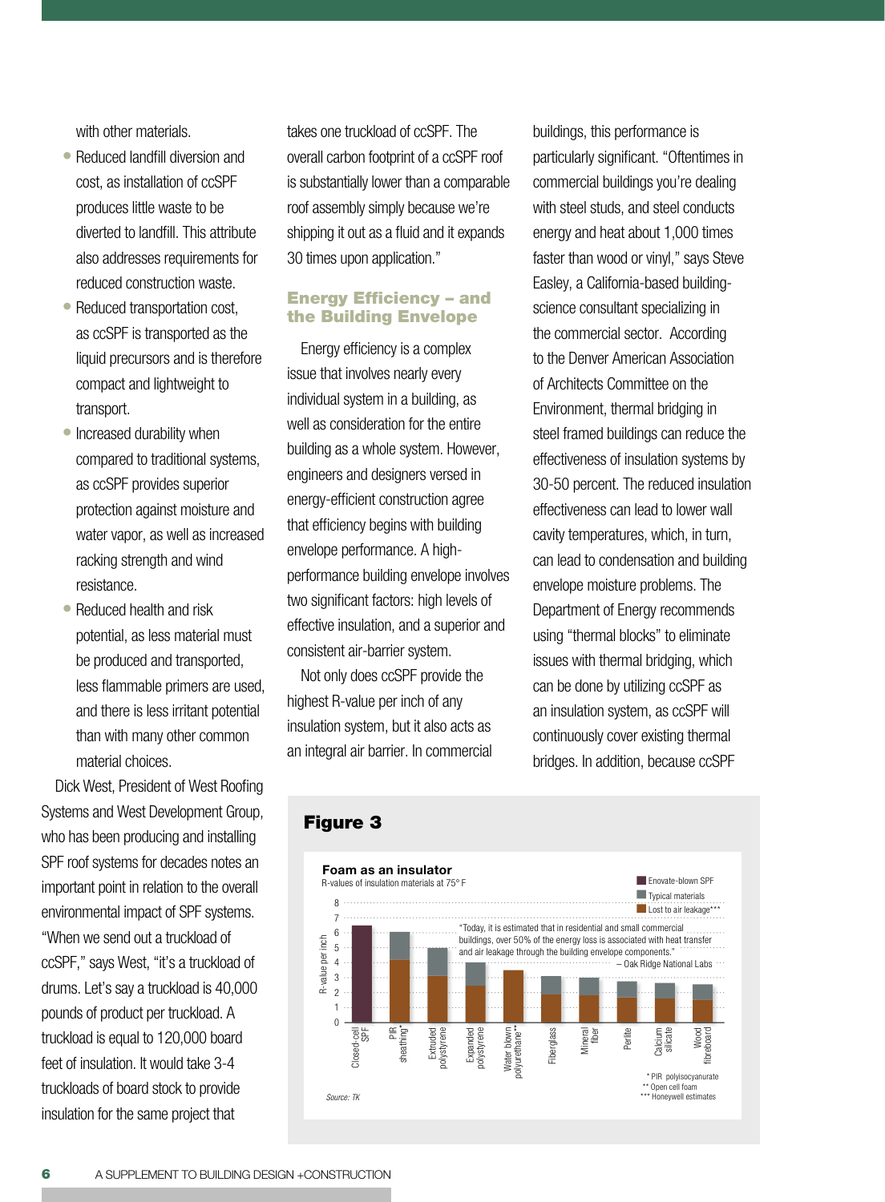with other materials.

- Reduced landfill diversion and cost, as installation of ccSPF produces little waste to be diverted to landfill. This attribute also addresses requirements for reduced construction waste.
- Reduced transportation cost, as ccSPF is transported as the liquid precursors and is therefore compact and lightweight to transport.
- Increased durability when compared to traditional systems, as ccSPF provides superior protection against moisture and water vapor, as well as increased racking strength and wind resistance.
- Reduced health and risk potential, as less material must be produced and transported, less flammable primers are used, and there is less irritant potential than with many other common material choices.

Dick West, President of West Roofing Systems and West Development Group, who has been producing and installing SPF roof systems for decades notes an important point in relation to the overall environmental impact of SPF systems. "When we send out a truckload of ccSPF," says West, "it's a truckload of drums. Let's say a truckload is 40,000 pounds of product per truckload. A truckload is equal to 120,000 board feet of insulation. It would take 3-4 truckloads of board stock to provide insulation for the same project that takes one truckload of ccSPF. The overall carbon footprint of a ccSPF roof is substantially lower than a comparable roof assembly simply because we're shipping it out as a fluid and it expands 30 times upon application."

## Energy Efficiency – and the Building Envelope

Energy efficiency is a complex issue that involves nearly every individual system in a building, as well as consideration for the entire building as a whole system. However, engineers and designers versed in energy-efficient construction agree that efficiency begins with building envelope performance. A high-performance building envelope involves two significant factors: high levels of effective insulation, and a superior and consistent air-barrier system.

Not only does ccSPF provide the highest R-value per inch of any insulation system, but it also acts as an integral air barrier. In commercial buildings, this performance is particularly significant. "Oftentimes in commercial buildings you're dealing with steel studs, and steel conducts energy and heat about 1,000 times faster than wood or vinyl," says Steve Easley, a California-based building-science consultant specializing in the commercial sector. According to the Denver American Association of Architects Committee on the Environment, thermal bridging in steel framed buildings can reduce the effectiveness of insulation systems by 30-50 percent. The reduced insulation effectiveness can lead to lower wall cavity temperatures, which, in turn, can lead to condensation and building envelope moisture problems. The Department of Energy recommends using "thermal blocks" to eliminate issues with thermal bridging, which can be done by utilizing ccSPF as an insulation system, as ccSPF will continuously cover existing thermal bridges. In addition, because ccSPF

## Figure 3

**Foam as an insulator**

R-values of insulation materials at 75° F

Legend: Enovate-blown SPF; Typical materials; Lost to air leakage***

Y-axis: R-value per inch (0–8)

Categories: Closed-cell SPF; PIR sheathing*; Extruded polystyrene; Expanded polystyrene; Water blown polyurethane**; Fiberglass; Mineral fiber; Perlite; Calcium silicate; Wood fibreboard

"Today, it is estimated that in residential and small commercial buildings, over 50% of the energy loss is associated with heat transfer and air leakage through the building envelope components."
– Oak Ridge National Labs

\* PIR polyisocyanurate
\*\* Open cell foam
\*\*\* Honeywell estimates

Source: TK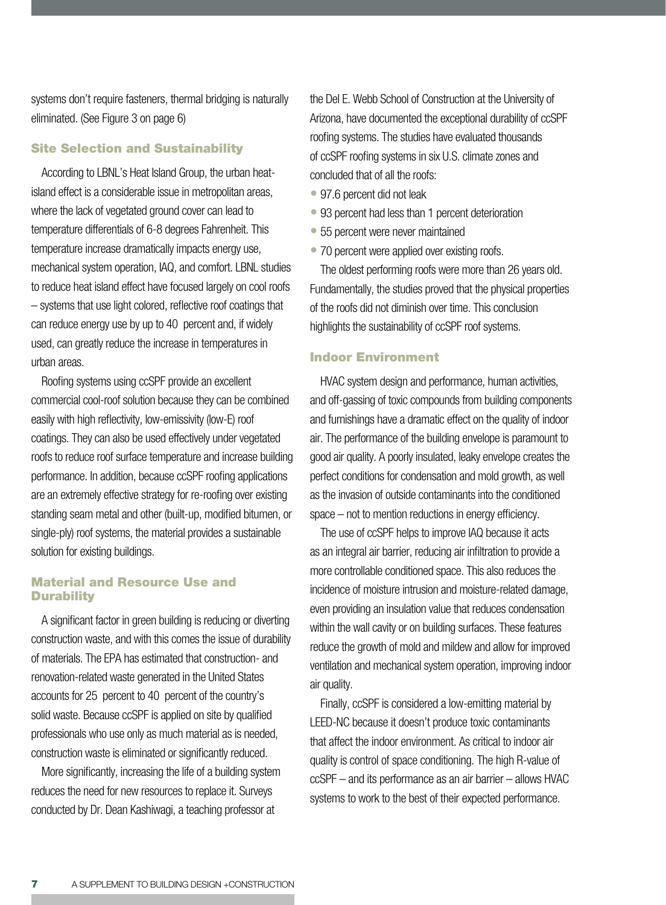systems don't require fasteners, thermal bridging is naturally eliminated. (See Figure 3 on page 6)

## Site Selection and Sustainability

According to LBNL's Heat Island Group, the urban heat-island effect is a considerable issue in metropolitan areas, where the lack of vegetated ground cover can lead to temperature differentials of 6-8 degrees Fahrenheit. This temperature increase dramatically impacts energy use, mechanical system operation, IAQ, and comfort. LBNL studies to reduce heat island effect have focused largely on cool roofs – systems that use light colored, reflective roof coatings that can reduce energy use by up to 40 percent and, if widely used, can greatly reduce the increase in temperatures in urban areas.

Roofing systems using ccSPF provide an excellent commercial cool-roof solution because they can be combined easily with high reflectivity, low-emissivity (low-E) roof coatings. They can also be used effectively under vegetated roofs to reduce roof surface temperature and increase building performance. In addition, because ccSPF roofing applications are an extremely effective strategy for re-roofing over existing standing seam metal and other (built-up, modified bitumen, or single-ply) roof systems, the material provides a sustainable solution for existing buildings.

## Material and Resource Use and Durability

A significant factor in green building is reducing or diverting construction waste, and with this comes the issue of durability of materials. The EPA has estimated that construction- and renovation-related waste generated in the United States accounts for 25 percent to 40 percent of the country's solid waste. Because ccSPF is applied on site by qualified professionals who use only as much material as is needed, construction waste is eliminated or significantly reduced.

More significantly, increasing the life of a building system reduces the need for new resources to replace it. Surveys conducted by Dr. Dean Kashiwagi, a teaching professor at the Del E. Webb School of Construction at the University of Arizona, have documented the exceptional durability of ccSPF roofing systems. The studies have evaluated thousands of ccSPF roofing systems in six U.S. climate zones and concluded that of all the roofs:

- 97.6 percent did not leak
- 93 percent had less than 1 percent deterioration
- 55 percent were never maintained
- 70 percent were applied over existing roofs.

The oldest performing roofs were more than 26 years old. Fundamentally, the studies proved that the physical properties of the roofs did not diminish over time. This conclusion highlights the sustainability of ccSPF roof systems.

## Indoor Environment

HVAC system design and performance, human activities, and off-gassing of toxic compounds from building components and furnishings have a dramatic effect on the quality of indoor air. The performance of the building envelope is paramount to good air quality. A poorly insulated, leaky envelope creates the perfect conditions for condensation and mold growth, as well as the invasion of outside contaminants into the conditioned space – not to mention reductions in energy efficiency.

The use of ccSPF helps to improve IAQ because it acts as an integral air barrier, reducing air infiltration to provide a more controllable conditioned space. This also reduces the incidence of moisture intrusion and moisture-related damage, even providing an insulation value that reduces condensation within the wall cavity or on building surfaces. These features reduce the growth of mold and mildew and allow for improved ventilation and mechanical system operation, improving indoor air quality.

Finally, ccSPF is considered a low-emitting material by LEED-NC because it doesn't produce toxic contaminants that affect the indoor environment. As critical to indoor air quality is control of space conditioning. The high R-value of ccSPF – and its performance as an air barrier – allows HVAC systems to work to the best of their expected performance.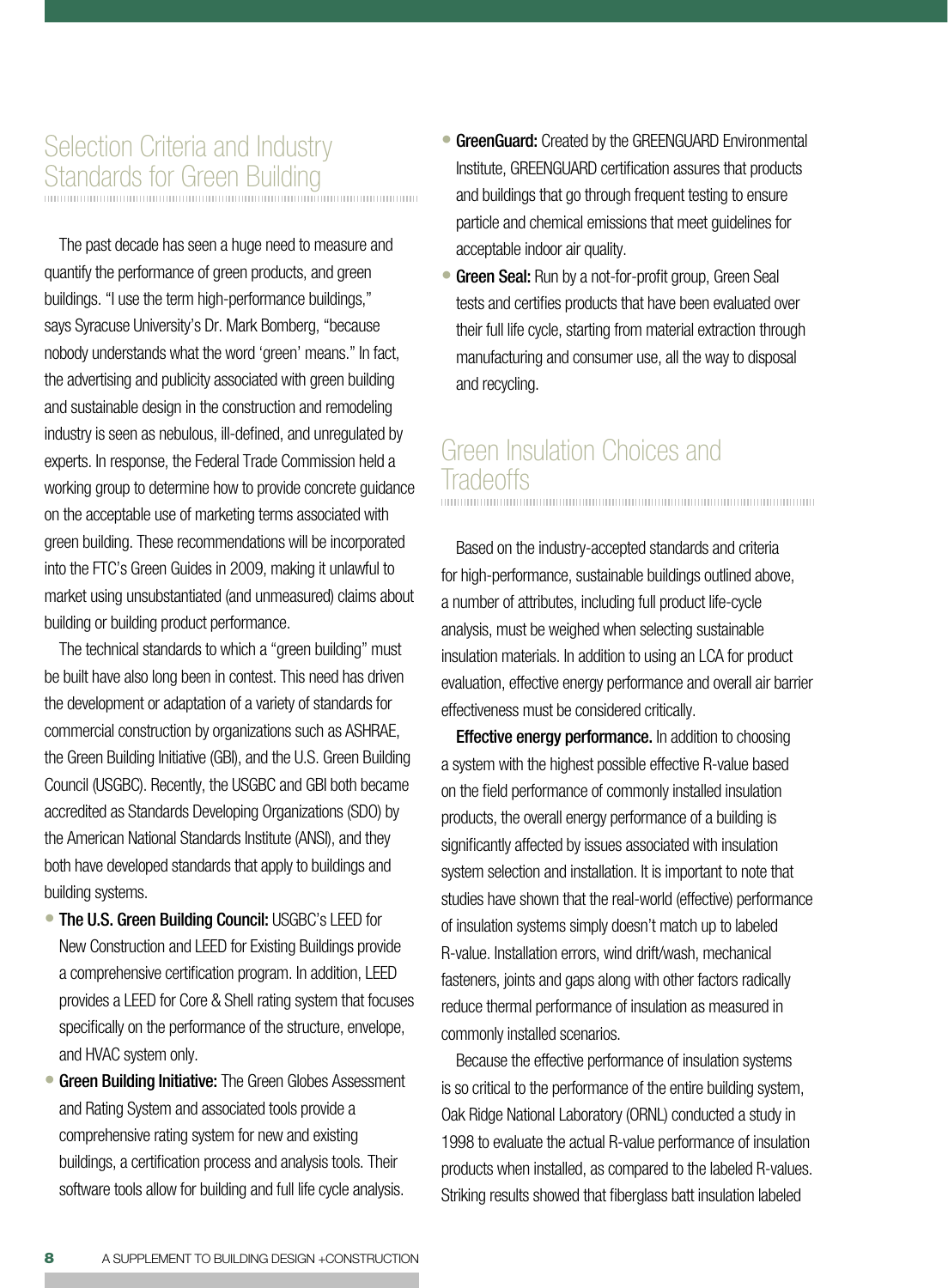## Selection Criteria and Industry Standards for Green Building

The past decade has seen a huge need to measure and quantify the performance of green products, and green buildings. "I use the term high-performance buildings," says Syracuse University's Dr. Mark Bomberg, "because nobody understands what the word 'green' means." In fact, the advertising and publicity associated with green building and sustainable design in the construction and remodeling industry is seen as nebulous, ill-defined, and unregulated by experts. In response, the Federal Trade Commission held a working group to determine how to provide concrete guidance on the acceptable use of marketing terms associated with green building. These recommendations will be incorporated into the FTC's Green Guides in 2009, making it unlawful to market using unsubstantiated (and unmeasured) claims about building or building product performance.

The technical standards to which a "green building" must be built have also long been in contest. This need has driven the development or adaptation of a variety of standards for commercial construction by organizations such as ASHRAE, the Green Building Initiative (GBI), and the U.S. Green Building Council (USGBC). Recently, the USGBC and GBI both became accredited as Standards Developing Organizations (SDO) by the American National Standards Institute (ANSI), and they both have developed standards that apply to buildings and building systems.

- **The U.S. Green Building Council:** USGBC's LEED for New Construction and LEED for Existing Buildings provide a comprehensive certification program. In addition, LEED provides a LEED for Core & Shell rating system that focuses specifically on the performance of the structure, envelope, and HVAC system only.
- **Green Building Initiative:** The Green Globes Assessment and Rating System and associated tools provide a comprehensive rating system for new and existing buildings, a certification process and analysis tools. Their software tools allow for building and full life cycle analysis.
- **GreenGuard:** Created by the GREENGUARD Environmental Institute, GREENGUARD certification assures that products and buildings that go through frequent testing to ensure particle and chemical emissions that meet guidelines for acceptable indoor air quality.
- **Green Seal:** Run by a not-for-profit group, Green Seal tests and certifies products that have been evaluated over their full life cycle, starting from material extraction through manufacturing and consumer use, all the way to disposal and recycling.

## Green Insulation Choices and Tradeoffs

Based on the industry-accepted standards and criteria for high-performance, sustainable buildings outlined above, a number of attributes, including full product life-cycle analysis, must be weighed when selecting sustainable insulation materials. In addition to using an LCA for product evaluation, effective energy performance and overall air barrier effectiveness must be considered critically.

**Effective energy performance.** In addition to choosing a system with the highest possible effective R-value based on the field performance of commonly installed insulation products, the overall energy performance of a building is significantly affected by issues associated with insulation system selection and installation. It is important to note that studies have shown that the real-world (effective) performance of insulation systems simply doesn't match up to labeled R-value. Installation errors, wind drift/wash, mechanical fasteners, joints and gaps along with other factors radically reduce thermal performance of insulation as measured in commonly installed scenarios.

Because the effective performance of insulation systems is so critical to the performance of the entire building system, Oak Ridge National Laboratory (ORNL) conducted a study in 1998 to evaluate the actual R-value performance of insulation products when installed, as compared to the labeled R-values. Striking results showed that fiberglass batt insulation labeled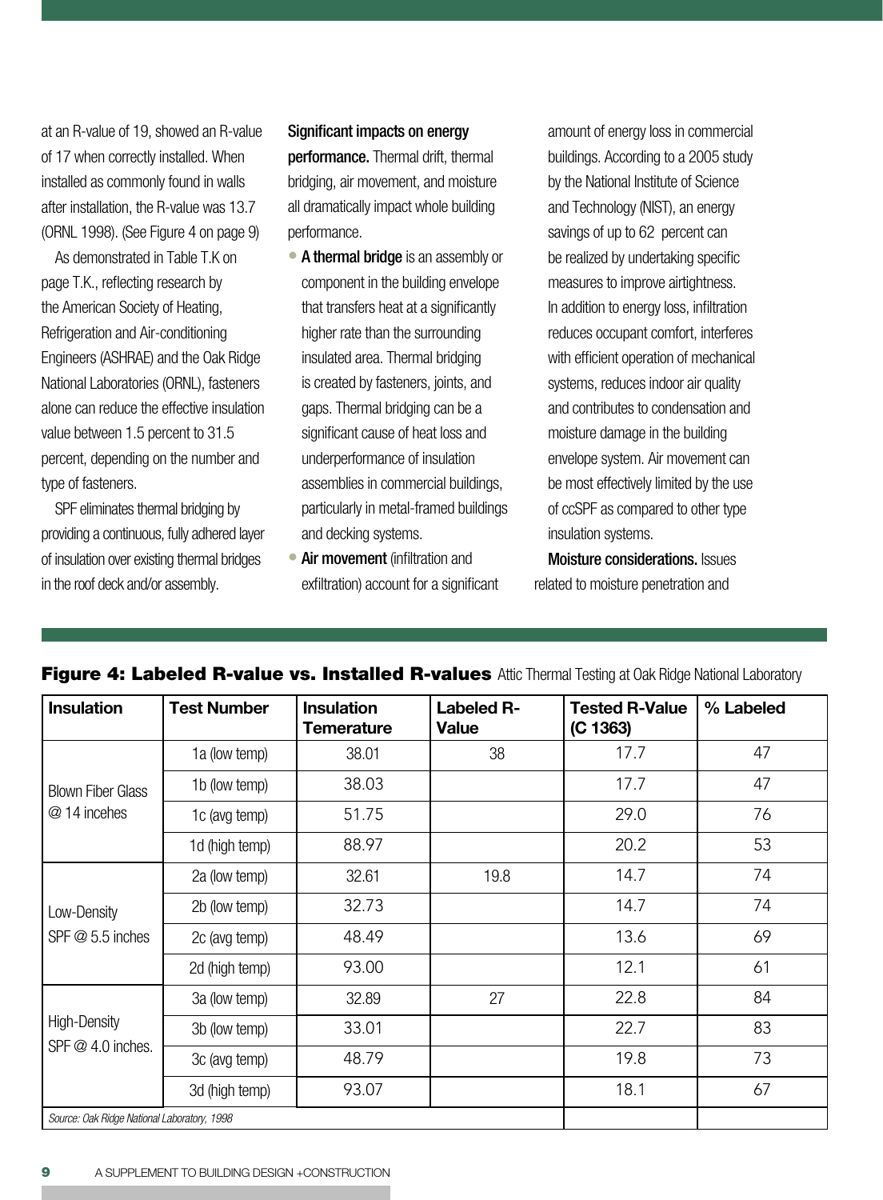at an R-value of 19, showed an R-value of 17 when correctly installed. When installed as commonly found in walls after installation, the R-value was 13.7 (ORNL 1998). (See Figure 4 on page 9)

As demonstrated in Table T.K on page T.K., reflecting research by the American Society of Heating, Refrigeration and Air-conditioning Engineers (ASHRAE) and the Oak Ridge National Laboratories (ORNL), fasteners alone can reduce the effective insulation value between 1.5 percent to 31.5 percent, depending on the number and type of fasteners.

SPF eliminates thermal bridging by providing a continuous, fully adhered layer of insulation over existing thermal bridges in the roof deck and/or assembly.

**Significant impacts on energy performance.** Thermal drift, thermal bridging, air movement, and moisture all dramatically impact whole building performance.

- **A thermal bridge** is an assembly or component in the building envelope that transfers heat at a significantly higher rate than the surrounding insulated area. Thermal bridging is created by fasteners, joints, and gaps. Thermal bridging can be a significant cause of heat loss and underperformance of insulation assemblies in commercial buildings, particularly in metal-framed buildings and decking systems.
- **Air movement** (infiltration and exfiltration) account for a significant amount of energy loss in commercial buildings. According to a 2005 study by the National Institute of Science and Technology (NIST), an energy savings of up to 62 percent can be realized by undertaking specific measures to improve airtightness. In addition to energy loss, infiltration reduces occupant comfort, interferes with efficient operation of mechanical systems, reduces indoor air quality and contributes to condensation and moisture damage in the building envelope system. Air movement can be most effectively limited by the use of ccSPF as compared to other type insulation systems.

**Moisture considerations.** Issues related to moisture penetration and

**Figure 4: Labeled R-value vs. Installed R-values** Attic Thermal Testing at Oak Ridge National Laboratory

| Insulation | Test Number | Insulation Temerature | Labeled R-Value | Tested R-Value (C 1363) | % Labeled |
|---|---|---|---|---|---|
| Blown Fiber Glass @ 14 incehes | 1a (low temp) | 38.01 | 38 | 17.7 | 47 |
| | 1b (low temp) | 38.03 | | 17.7 | 47 |
| | 1c (avg temp) | 51.75 | | 29.0 | 76 |
| | 1d (high temp) | 88.97 | | 20.2 | 53 |
| Low-Density SPF @ 5.5 inches | 2a (low temp) | 32.61 | 19.8 | 14.7 | 74 |
| | 2b (low temp) | 32.73 | | 14.7 | 74 |
| | 2c (avg temp) | 48.49 | | 13.6 | 69 |
| | 2d (high temp) | 93.00 | | 12.1 | 61 |
| High-Density SPF @ 4.0 inches. | 3a (low temp) | 32.89 | 27 | 22.8 | 84 |
| | 3b (low temp) | 33.01 | | 22.7 | 83 |
| | 3c (avg temp) | 48.79 | | 19.8 | 73 |
| | 3d (high temp) | 93.07 | | 18.1 | 67 |

*Source: Oak Ridge National Laboratory, 1998*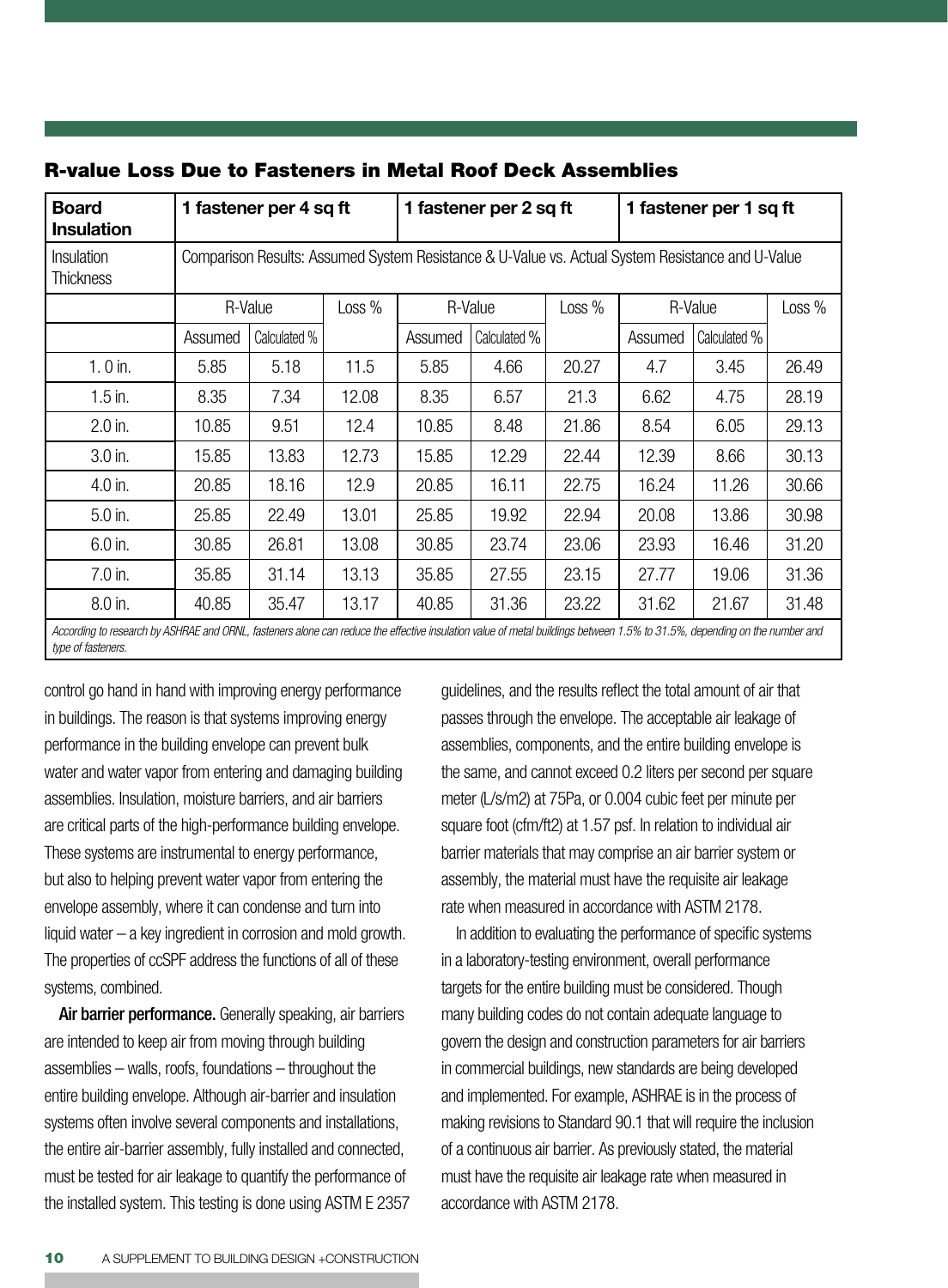## R-value Loss Due to Fasteners in Metal Roof Deck Assemblies

| Board Insulation | 1 fastener per 4 sq ft | | | 1 fastener per 2 sq ft | | | 1 fastener per 1 sq ft | | |
|---|---|---|---|---|---|---|---|---|---|
| Insulation Thickness | Comparison Results: Assumed System Resistance & U-Value vs. Actual System Resistance and U-Value | | | | | | | | |
| | R-Value | | Loss % | R-Value | | Loss % | R-Value | | Loss % |
| | Assumed | Calculated % | | Assumed | Calculated % | | Assumed | Calculated % | |
| 1. 0 in. | 5.85 | 5.18 | 11.5 | 5.85 | 4.66 | 20.27 | 4.7 | 3.45 | 26.49 |
| 1.5 in. | 8.35 | 7.34 | 12.08 | 8.35 | 6.57 | 21.3 | 6.62 | 4.75 | 28.19 |
| 2.0 in. | 10.85 | 9.51 | 12.4 | 10.85 | 8.48 | 21.86 | 8.54 | 6.05 | 29.13 |
| 3.0 in. | 15.85 | 13.83 | 12.73 | 15.85 | 12.29 | 22.44 | 12.39 | 8.66 | 30.13 |
| 4.0 in. | 20.85 | 18.16 | 12.9 | 20.85 | 16.11 | 22.75 | 16.24 | 11.26 | 30.66 |
| 5.0 in. | 25.85 | 22.49 | 13.01 | 25.85 | 19.92 | 22.94 | 20.08 | 13.86 | 30.98 |
| 6.0 in. | 30.85 | 26.81 | 13.08 | 30.85 | 23.74 | 23.06 | 23.93 | 16.46 | 31.20 |
| 7.0 in. | 35.85 | 31.14 | 13.13 | 35.85 | 27.55 | 23.15 | 27.77 | 19.06 | 31.36 |
| 8.0 in. | 40.85 | 35.47 | 13.17 | 40.85 | 31.36 | 23.22 | 31.62 | 21.67 | 31.48 |

*According to research by ASHRAE and ORNL, fasteners alone can reduce the effective insulation value of metal buildings between 1.5% to 31.5%, depending on the number and type of fasteners.*

control go hand in hand with improving energy performance in buildings. The reason is that systems improving energy performance in the building envelope can prevent bulk water and water vapor from entering and damaging building assemblies. Insulation, moisture barriers, and air barriers are critical parts of the high-performance building envelope. These systems are instrumental to energy performance, but also to helping prevent water vapor from entering the envelope assembly, where it can condense and turn into liquid water – a key ingredient in corrosion and mold growth. The properties of ccSPF address the functions of all of these systems, combined.

**Air barrier performance.** Generally speaking, air barriers are intended to keep air from moving through building assemblies – walls, roofs, foundations – throughout the entire building envelope. Although air-barrier and insulation systems often involve several components and installations, the entire air-barrier assembly, fully installed and connected, must be tested for air leakage to quantify the performance of the installed system. This testing is done using ASTM E 2357 guidelines, and the results reflect the total amount of air that passes through the envelope. The acceptable air leakage of assemblies, components, and the entire building envelope is the same, and cannot exceed 0.2 liters per second per square meter (L/s/m2) at 75Pa, or 0.004 cubic feet per minute per square foot (cfm/ft2) at 1.57 psf. In relation to individual air barrier materials that may comprise an air barrier system or assembly, the material must have the requisite air leakage rate when measured in accordance with ASTM 2178.

In addition to evaluating the performance of specific systems in a laboratory-testing environment, overall performance targets for the entire building must be considered. Though many building codes do not contain adequate language to govern the design and construction parameters for air barriers in commercial buildings, new standards are being developed and implemented. For example, ASHRAE is in the process of making revisions to Standard 90.1 that will require the inclusion of a continuous air barrier. As previously stated, the material must have the requisite air leakage rate when measured in accordance with ASTM 2178.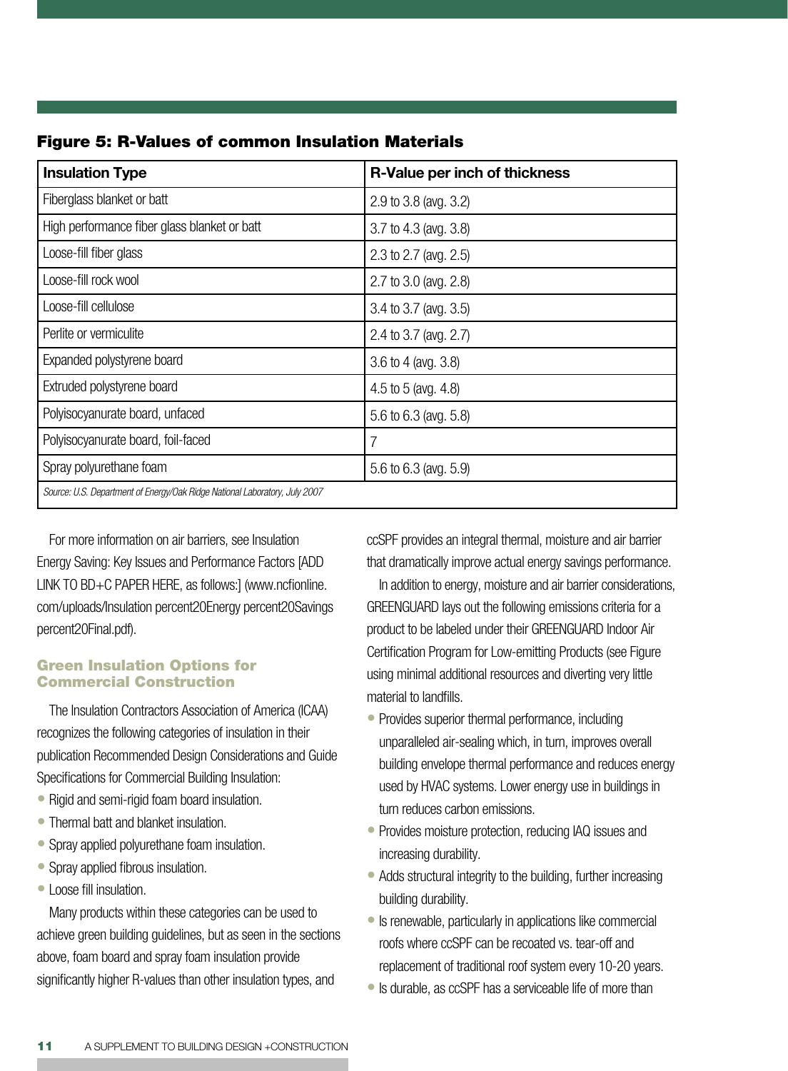**Figure 5: R-Values of common Insulation Materials**

| Insulation Type | R-Value per inch of thickness |
|---|---|
| Fiberglass blanket or batt | 2.9 to 3.8 (avg. 3.2) |
| High performance fiber glass blanket or batt | 3.7 to 4.3 (avg. 3.8) |
| Loose-fill fiber glass | 2.3 to 2.7 (avg. 2.5) |
| Loose-fill rock wool | 2.7 to 3.0 (avg. 2.8) |
| Loose-fill cellulose | 3.4 to 3.7 (avg. 3.5) |
| Perlite or vermiculite | 2.4 to 3.7 (avg. 2.7) |
| Expanded polystyrene board | 3.6 to 4 (avg. 3.8) |
| Extruded polystyrene board | 4.5 to 5 (avg. 4.8) |
| Polyisocyanurate board, unfaced | 5.6 to 6.3 (avg. 5.8) |
| Polyisocyanurate board, foil-faced | 7 |
| Spray polyurethane foam | 5.6 to 6.3 (avg. 5.9) |

*Source: U.S. Department of Energy/Oak Ridge National Laboratory, July 2007*

For more information on air barriers, see Insulation Energy Saving: Key Issues and Performance Factors [ADD LINK TO BD+C PAPER HERE, as follows:] (www.ncfionline.com/uploads/Insulation percent20Energy percent20Savings percent20Final.pdf).

## Green Insulation Options for Commercial Construction

The Insulation Contractors Association of America (ICAA) recognizes the following categories of insulation in their publication Recommended Design Considerations and Guide Specifications for Commercial Building Insulation:

- Rigid and semi-rigid foam board insulation.
- Thermal batt and blanket insulation.
- Spray applied polyurethane foam insulation.
- Spray applied fibrous insulation.
- Loose fill insulation.

Many products within these categories can be used to achieve green building guidelines, but as seen in the sections above, foam board and spray foam insulation provide significantly higher R-values than other insulation types, and ccSPF provides an integral thermal, moisture and air barrier that dramatically improve actual energy savings performance.

In addition to energy, moisture and air barrier considerations, GREENGUARD lays out the following emissions criteria for a product to be labeled under their GREENGUARD Indoor Air Certification Program for Low-emitting Products (see Figure using minimal additional resources and diverting very little material to landfills.

- Provides superior thermal performance, including unparalleled air-sealing which, in turn, improves overall building envelope thermal performance and reduces energy used by HVAC systems. Lower energy use in buildings in turn reduces carbon emissions.
- Provides moisture protection, reducing IAQ issues and increasing durability.
- Adds structural integrity to the building, further increasing building durability.
- Is renewable, particularly in applications like commercial roofs where ccSPF can be recoated vs. tear-off and replacement of traditional roof system every 10-20 years.
- Is durable, as ccSPF has a serviceable life of more than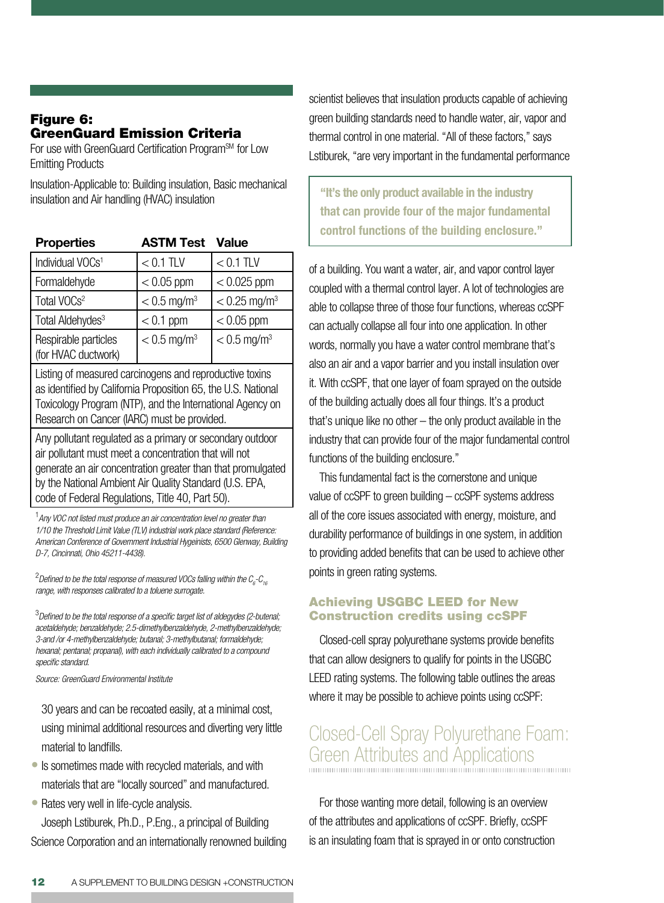### Figure 6: GreenGuard Emission Criteria

For use with GreenGuard Certification Program℠ for Low Emitting Products

Insulation-Applicable to: Building insulation, Basic mechanical insulation and Air handling (HVAC) insulation

| Properties | ASTM Test | Value |
|---|---|---|
| Individual VOCs[1] | < 0.1 TLV | < 0.1 TLV |
| Formaldehyde | < 0.05 ppm | < 0.025 ppm |
| Total VOCs[2] | < 0.5 mg/m$^3$ | < 0.25 mg/m$^3$ |
| Total Aldehydes[3] | < 0.1 ppm | < 0.05 ppm |
| Respirable particles (for HVAC ductwork) | < 0.5 mg/m$^3$ | < 0.5 mg/m$^3$ |
| Listing of measured carcinogens and reproductive toxins as identified by California Proposition 65, the U.S. National Toxicology Program (NTP), and the International Agency on Research on Cancer (IARC) must be provided. | | |
| Any pollutant regulated as a primary or secondary outdoor air pollutant must meet a concentration that will not generate an air concentration greater than that promulgated by the National Ambient Air Quality Standard (U.S. EPA, code of Federal Regulations, Title 40, Part 50). | | |

[1] *Any VOC not listed must produce an air concentration level no greater than 1/10 the Threshold Limit Value (TLV) industrial work place standard (Reference: American Conference of Government Industrial Hygeinists, 6500 Glenway, Building D-7, Cincinnati, Ohio 45211-4438).*

[2] *Defined to be the total response of measured VOCs falling within the $C_6$-$C_{16}$ range, with responses calibrated to a toluene surrogate.*

[3] *Defined to be the total response of a specific target list of aldegydes (2-butenal; acetaldehyde; benzaldehyde; 2.5-dimethylbenzaldehyde, 2-methylbenzaldehyde; 3-and /or 4-methylbenzaldehyde; butanal; 3-methylbutanal; formaldehyde; hexanal; pentanal; propanal), with each individually calibrated to a compound specific standard.*

*Source: GreenGuard Environmental Institute*

30 years and can be recoated easily, at a minimal cost, using minimal additional resources and diverting very little material to landfills.

- Is sometimes made with recycled materials, and with materials that are "locally sourced" and manufactured.
- Rates very well in life-cycle analysis.

Joseph Lstiburek, Ph.D., P.Eng., a principal of Building Science Corporation and an internationally renowned building scientist believes that insulation products capable of achieving green building standards need to handle water, air, vapor and thermal control in one material. "All of these factors," says Lstiburek, "are very important in the fundamental performance of a building. You want a water, air, and vapor control layer coupled with a thermal control layer. A lot of technologies are able to collapse three of those four functions, whereas ccSPF can actually collapse all four into one application. In other words, normally you have a water control membrane that's also an air and a vapor barrier and you install insulation over it. With ccSPF, that one layer of foam sprayed on the outside of the building actually does all four things. It's a product that's unique like no other – the only product available in the industry that can provide four of the major fundamental control functions of the building enclosure."

> **"It's the only product available in the industry that can provide four of the major fundamental control functions of the building enclosure."**

This fundamental fact is the cornerstone and unique value of ccSPF to green building – ccSPF systems address all of the core issues associated with energy, moisture, and durability performance of buildings in one system, in addition to providing added benefits that can be used to achieve other points in green rating systems.

### Achieving USGBC LEED for New Construction credits using ccSPF

Closed-cell spray polyurethane systems provide benefits that can allow designers to qualify for points in the USGBC LEED rating systems. The following table outlines the areas where it may be possible to achieve points using ccSPF:

## Closed-Cell Spray Polyurethane Foam: Green Attributes and Applications

For those wanting more detail, following is an overview of the attributes and applications of ccSPF. Briefly, ccSPF is an insulating foam that is sprayed in or onto construction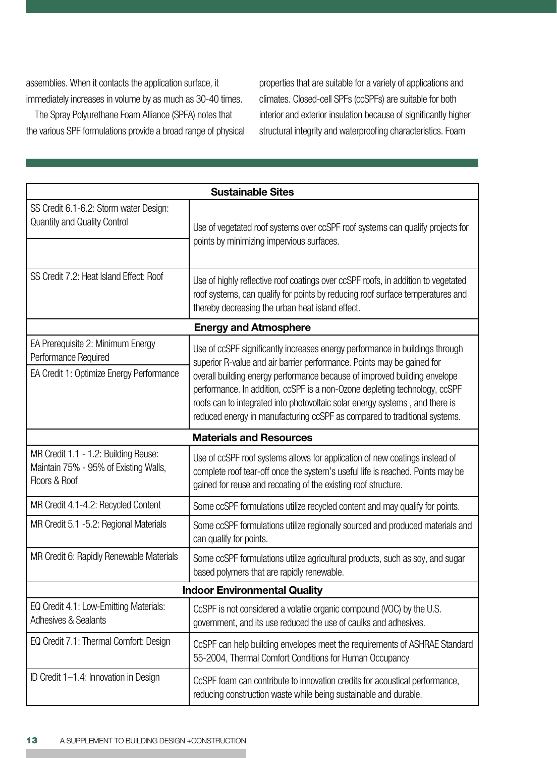assemblies. When it contacts the application surface, it immediately increases in volume by as much as 30-40 times.

The Spray Polyurethane Foam Alliance (SPFA) notes that the various SPF formulations provide a broad range of physical properties that are suitable for a variety of applications and climates. Closed-cell SPFs (ccSPFs) are suitable for both interior and exterior insulation because of significantly higher structural integrity and waterproofing characteristics. Foam

| **Sustainable Sites** | |
|---|---|
| SS Credit 6.1-6.2: Storm water Design: Quantity and Quality Control | Use of vegetated roof systems over ccSPF roof systems can qualify projects for points by minimizing impervious surfaces. |
| SS Credit 7.2: Heat Island Effect: Roof | Use of highly reflective roof coatings over ccSPF roofs, in addition to vegetated roof systems, can qualify for points by reducing roof surface temperatures and thereby decreasing the urban heat island effect. |
| **Energy and Atmosphere** | |
| EA Prerequisite 2: Minimum Energy Performance Required<br>EA Credit 1: Optimize Energy Performance | Use of ccSPF significantly increases energy performance in buildings through superior R-value and air barrier performance. Points may be gained for overall building energy performance because of improved building envelope performance. In addition, ccSPF is a non-Ozone depleting technology, ccSPF roofs can to integrated into photovoltaic solar energy systems , and there is reduced energy in manufacturing ccSPF as compared to traditional systems. |
| **Materials and Resources** | |
| MR Credit 1.1 - 1.2: Building Reuse: Maintain 75% - 95% of Existing Walls, Floors & Roof | Use of ccSPF roof systems allows for application of new coatings instead of complete roof tear-off once the system's useful life is reached. Points may be gained for reuse and recoating of the existing roof structure. |
| MR Credit 4.1-4.2: Recycled Content | Some ccSPF formulations utilize recycled content and may qualify for points. |
| MR Credit 5.1 -5.2: Regional Materials | Some ccSPF formulations utilize regionally sourced and produced materials and can qualify for points. |
| MR Credit 6: Rapidly Renewable Materials | Some ccSPF formulations utilize agricultural products, such as soy, and sugar based polymers that are rapidly renewable. |
| **Indoor Environmental Quality** | |
| EQ Credit 4.1: Low-Emitting Materials: Adhesives & Sealants | CcSPF is not considered a volatile organic compound (VOC) by the U.S. government, and its use reduced the use of caulks and adhesives. |
| EQ Credit 7.1: Thermal Comfort: Design | CcSPF can help building envelopes meet the requirements of ASHRAE Standard 55-2004, Thermal Comfort Conditions for Human Occupancy |
| ID Credit 1–1.4: Innovation in Design | CcSPF foam can contribute to innovation credits for acoustical performance, reducing construction waste while being sustainable and durable. |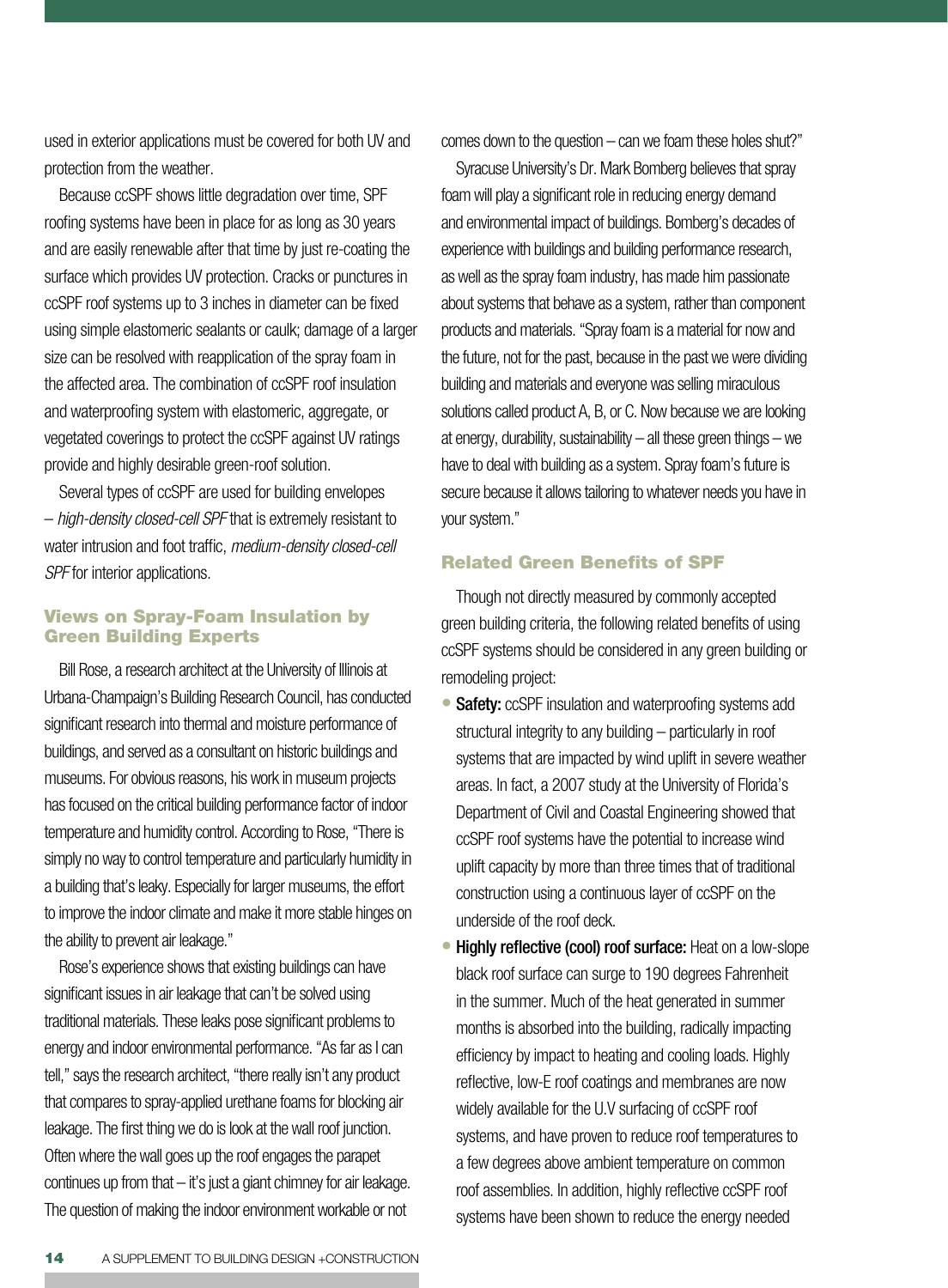used in exterior applications must be covered for both UV and protection from the weather.

Because ccSPF shows little degradation over time, SPF roofing systems have been in place for as long as 30 years and are easily renewable after that time by just re-coating the surface which provides UV protection. Cracks or punctures in ccSPF roof systems up to 3 inches in diameter can be fixed using simple elastomeric sealants or caulk; damage of a larger size can be resolved with reapplication of the spray foam in the affected area. The combination of ccSPF roof insulation and waterproofing system with elastomeric, aggregate, or vegetated coverings to protect the ccSPF against UV ratings provide and highly desirable green-roof solution.

Several types of ccSPF are used for building envelopes – *high-density closed-cell SPF* that is extremely resistant to water intrusion and foot traffic, *medium-density closed-cell SPF* for interior applications.

### Views on Spray-Foam Insulation by Green Building Experts

Bill Rose, a research architect at the University of Illinois at Urbana-Champaign's Building Research Council, has conducted significant research into thermal and moisture performance of buildings, and served as a consultant on historic buildings and museums. For obvious reasons, his work in museum projects has focused on the critical building performance factor of indoor temperature and humidity control. According to Rose, "There is simply no way to control temperature and particularly humidity in a building that's leaky. Especially for larger museums, the effort to improve the indoor climate and make it more stable hinges on the ability to prevent air leakage."

Rose's experience shows that existing buildings can have significant issues in air leakage that can't be solved using traditional materials. These leaks pose significant problems to energy and indoor environmental performance. "As far as I can tell," says the research architect, "there really isn't any product that compares to spray-applied urethane foams for blocking air leakage. The first thing we do is look at the wall roof junction. Often where the wall goes up the roof engages the parapet continues up from that – it's just a giant chimney for air leakage. The question of making the indoor environment workable or not comes down to the question – can we foam these holes shut?"

Syracuse University's Dr. Mark Bomberg believes that spray foam will play a significant role in reducing energy demand and environmental impact of buildings. Bomberg's decades of experience with buildings and building performance research, as well as the spray foam industry, has made him passionate about systems that behave as a system, rather than component products and materials. "Spray foam is a material for now and the future, not for the past, because in the past we were dividing building and materials and everyone was selling miraculous solutions called product A, B, or C. Now because we are looking at energy, durability, sustainability – all these green things – we have to deal with building as a system. Spray foam's future is secure because it allows tailoring to whatever needs you have in your system."

### Related Green Benefits of SPF

Though not directly measured by commonly accepted green building criteria, the following related benefits of using ccSPF systems should be considered in any green building or remodeling project:

- **Safety:** ccSPF insulation and waterproofing systems add structural integrity to any building – particularly in roof systems that are impacted by wind uplift in severe weather areas. In fact, a 2007 study at the University of Florida's Department of Civil and Coastal Engineering showed that ccSPF roof systems have the potential to increase wind uplift capacity by more than three times that of traditional construction using a continuous layer of ccSPF on the underside of the roof deck.
- **Highly reflective (cool) roof surface:** Heat on a low-slope black roof surface can surge to 190 degrees Fahrenheit in the summer. Much of the heat generated in summer months is absorbed into the building, radically impacting efficiency by impact to heating and cooling loads. Highly reflective, low-E roof coatings and membranes are now widely available for the U.V surfacing of ccSPF roof systems, and have proven to reduce roof temperatures to a few degrees above ambient temperature on common roof assemblies. In addition, highly reflective ccSPF roof systems have been shown to reduce the energy needed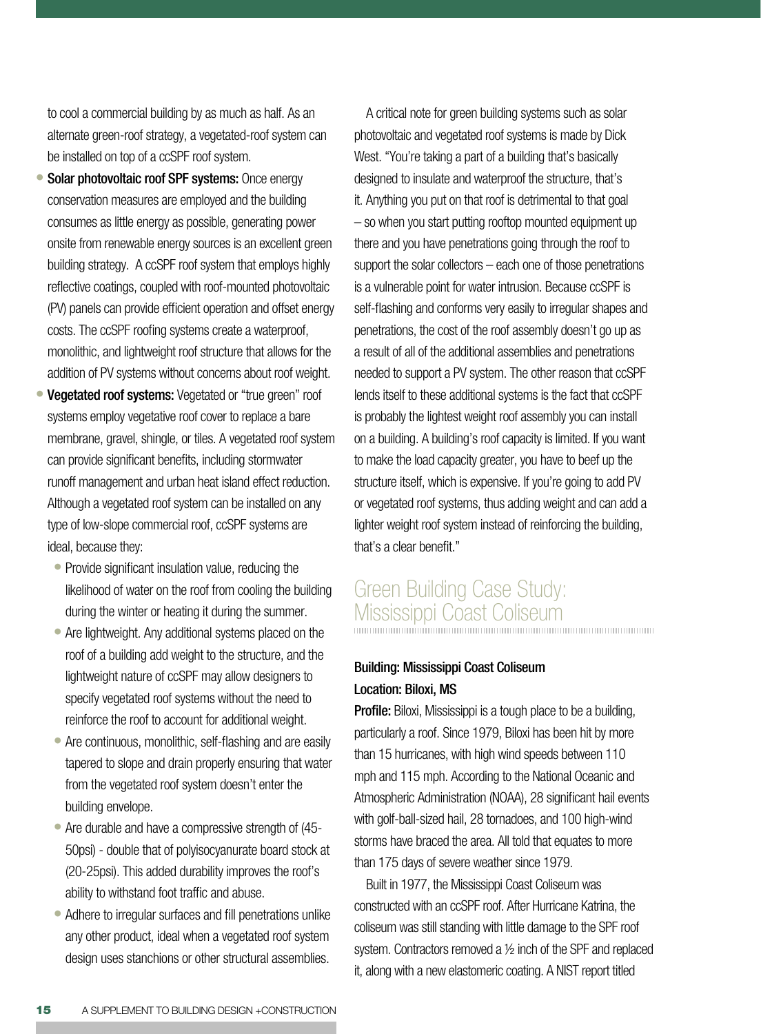to cool a commercial building by as much as half. As an alternate green-roof strategy, a vegetated-roof system can be installed on top of a ccSPF roof system.

- **Solar photovoltaic roof SPF systems:** Once energy conservation measures are employed and the building consumes as little energy as possible, generating power onsite from renewable energy sources is an excellent green building strategy. A ccSPF roof system that employs highly reflective coatings, coupled with roof-mounted photovoltaic (PV) panels can provide efficient operation and offset energy costs. The ccSPF roofing systems create a waterproof, monolithic, and lightweight roof structure that allows for the addition of PV systems without concerns about roof weight.
- **Vegetated roof systems:** Vegetated or "true green" roof systems employ vegetative roof cover to replace a bare membrane, gravel, shingle, or tiles. A vegetated roof system can provide significant benefits, including stormwater runoff management and urban heat island effect reduction. Although a vegetated roof system can be installed on any type of low-slope commercial roof, ccSPF systems are ideal, because they:
  - Provide significant insulation value, reducing the likelihood of water on the roof from cooling the building during the winter or heating it during the summer.
  - Are lightweight. Any additional systems placed on the roof of a building add weight to the structure, and the lightweight nature of ccSPF may allow designers to specify vegetated roof systems without the need to reinforce the roof to account for additional weight.
  - Are continuous, monolithic, self-flashing and are easily tapered to slope and drain properly ensuring that water from the vegetated roof system doesn't enter the building envelope.
  - Are durable and have a compressive strength of (45-50psi) - double that of polyisocyanurate board stock at (20-25psi). This added durability improves the roof's ability to withstand foot traffic and abuse.
  - Adhere to irregular surfaces and fill penetrations unlike any other product, ideal when a vegetated roof system design uses stanchions or other structural assemblies.

A critical note for green building systems such as solar photovoltaic and vegetated roof systems is made by Dick West. "You're taking a part of a building that's basically designed to insulate and waterproof the structure, that's it. Anything you put on that roof is detrimental to that goal – so when you start putting rooftop mounted equipment up there and you have penetrations going through the roof to support the solar collectors – each one of those penetrations is a vulnerable point for water intrusion. Because ccSPF is self-flashing and conforms very easily to irregular shapes and penetrations, the cost of the roof assembly doesn't go up as a result of all of the additional assemblies and penetrations needed to support a PV system. The other reason that ccSPF lends itself to these additional systems is the fact that ccSPF is probably the lightest weight roof assembly you can install on a building. A building's roof capacity is limited. If you want to make the load capacity greater, you have to beef up the structure itself, which is expensive. If you're going to add PV or vegetated roof systems, thus adding weight and can add a lighter weight roof system instead of reinforcing the building, that's a clear benefit."

## Green Building Case Study: Mississippi Coast Coliseum

**Building: Mississippi Coast Coliseum**
**Location: Biloxi, MS**

**Profile:** Biloxi, Mississippi is a tough place to be a building, particularly a roof. Since 1979, Biloxi has been hit by more than 15 hurricanes, with high wind speeds between 110 mph and 115 mph. According to the National Oceanic and Atmospheric Administration (NOAA), 28 significant hail events with golf-ball-sized hail, 28 tornadoes, and 100 high-wind storms have braced the area. All told that equates to more than 175 days of severe weather since 1979.

Built in 1977, the Mississippi Coast Coliseum was constructed with an ccSPF roof. After Hurricane Katrina, the coliseum was still standing with little damage to the SPF roof system. Contractors removed a ½ inch of the SPF and replaced it, along with a new elastomeric coating. A NIST report titled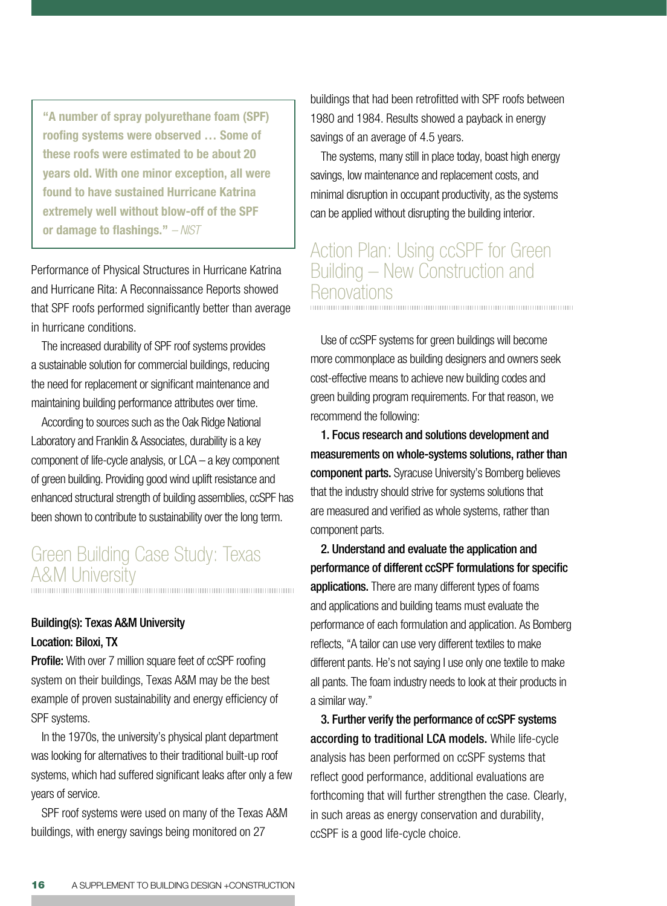> **"A number of spray polyurethane foam (SPF) roofing systems were observed … Some of these roofs were estimated to be about 20 years old. With one minor exception, all were found to have sustained Hurricane Katrina extremely well without blow-off of the SPF or damage to flashings."** – *NIST*

Performance of Physical Structures in Hurricane Katrina and Hurricane Rita: A Reconnaissance Reports showed that SPF roofs performed significantly better than average in hurricane conditions.

The increased durability of SPF roof systems provides a sustainable solution for commercial buildings, reducing the need for replacement or significant maintenance and maintaining building performance attributes over time.

According to sources such as the Oak Ridge National Laboratory and Franklin & Associates, durability is a key component of life-cycle analysis, or LCA – a key component of green building. Providing good wind uplift resistance and enhanced structural strength of building assemblies, ccSPF has been shown to contribute to sustainability over the long term.

## Green Building Case Study: Texas A&M University

**Building(s): Texas A&M University**
**Location: Biloxi, TX**
**Profile:** With over 7 million square feet of ccSPF roofing system on their buildings, Texas A&M may be the best example of proven sustainability and energy efficiency of SPF systems.

In the 1970s, the university's physical plant department was looking for alternatives to their traditional built-up roof systems, which had suffered significant leaks after only a few years of service.

SPF roof systems were used on many of the Texas A&M buildings, with energy savings being monitored on 27 buildings that had been retrofitted with SPF roofs between 1980 and 1984. Results showed a payback in energy savings of an average of 4.5 years.

The systems, many still in place today, boast high energy savings, low maintenance and replacement costs, and minimal disruption in occupant productivity, as the systems can be applied without disrupting the building interior.

## Action Plan: Using ccSPF for Green Building – New Construction and Renovations

Use of ccSPF systems for green buildings will become more commonplace as building designers and owners seek cost-effective means to achieve new building codes and green building program requirements. For that reason, we recommend the following:

**1. Focus research and solutions development and measurements on whole-systems solutions, rather than component parts.** Syracuse University's Bomberg believes that the industry should strive for systems solutions that are measured and verified as whole systems, rather than component parts.

**2. Understand and evaluate the application and performance of different ccSPF formulations for specific applications.** There are many different types of foams and applications and building teams must evaluate the performance of each formulation and application. As Bomberg reflects, "A tailor can use very different textiles to make different pants. He's not saying I use only one textile to make all pants. The foam industry needs to look at their products in a similar way."

**3. Further verify the performance of ccSPF systems according to traditional LCA models.** While life-cycle analysis has been performed on ccSPF systems that reflect good performance, additional evaluations are forthcoming that will further strengthen the case. Clearly, in such areas as energy conservation and durability, ccSPF is a good life-cycle choice.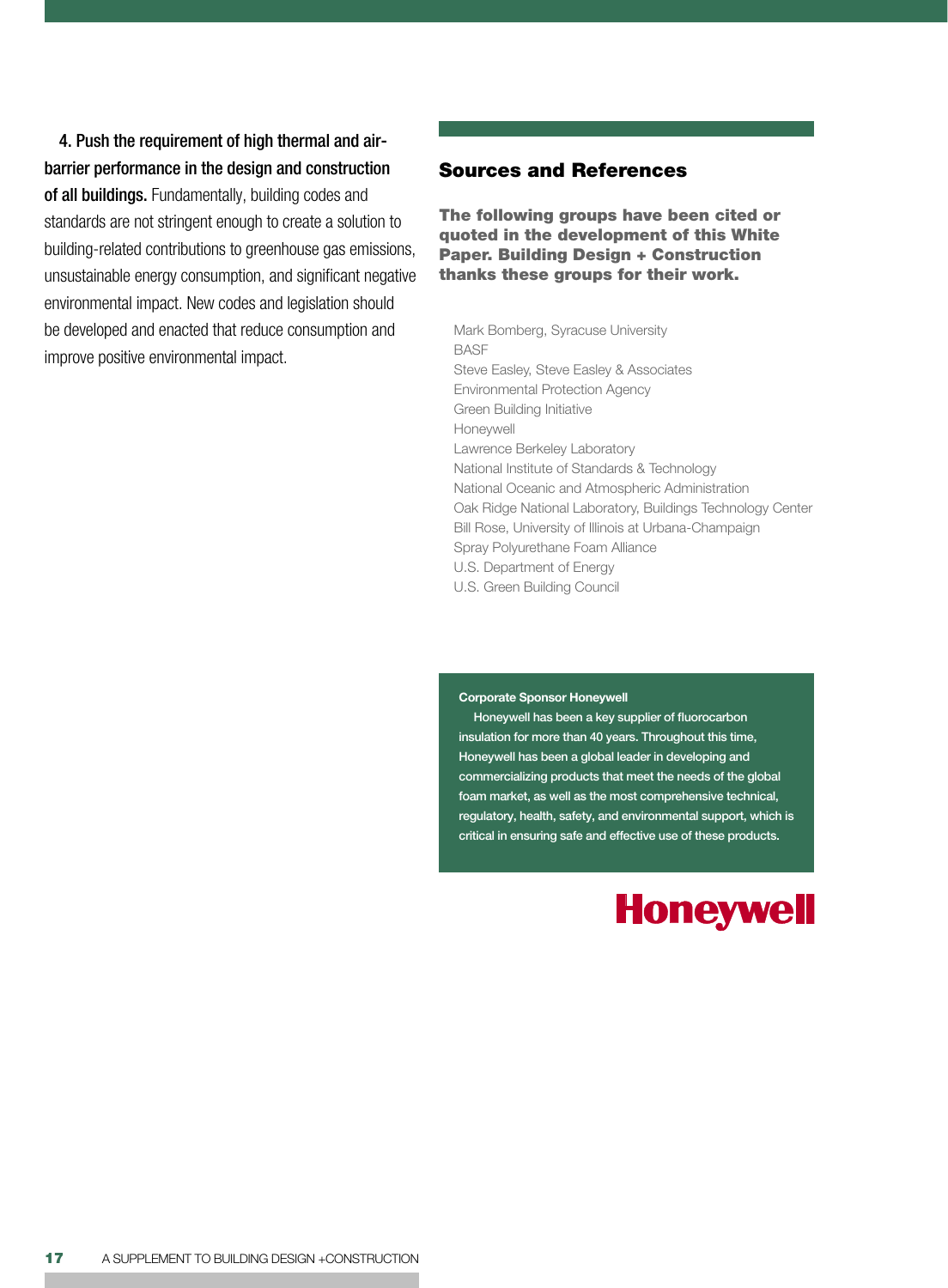**4. Push the requirement of high thermal and air-barrier performance in the design and construction of all buildings.** Fundamentally, building codes and standards are not stringent enough to create a solution to building-related contributions to greenhouse gas emissions, unsustainable energy consumption, and significant negative environmental impact. New codes and legislation should be developed and enacted that reduce consumption and improve positive environmental impact.

## Sources and References

**The following groups have been cited or quoted in the development of this White Paper. Building Design + Construction thanks these groups for their work.**

Mark Bomberg, Syracuse University
BASF
Steve Easley, Steve Easley & Associates
Environmental Protection Agency
Green Building Initiative
Honeywell
Lawrence Berkeley Laboratory
National Institute of Standards & Technology
National Oceanic and Atmospheric Administration
Oak Ridge National Laboratory, Buildings Technology Center
Bill Rose, University of Illinois at Urbana-Champaign
Spray Polyurethane Foam Alliance
U.S. Department of Energy
U.S. Green Building Council

**Corporate Sponsor Honeywell**

Honeywell has been a key supplier of fluorocarbon insulation for more than 40 years. Throughout this time, Honeywell has been a global leader in developing and commercializing products that meet the needs of the global foam market, as well as the most comprehensive technical, regulatory, health, safety, and environmental support, which is critical in ensuring safe and effective use of these products.

Honeywell